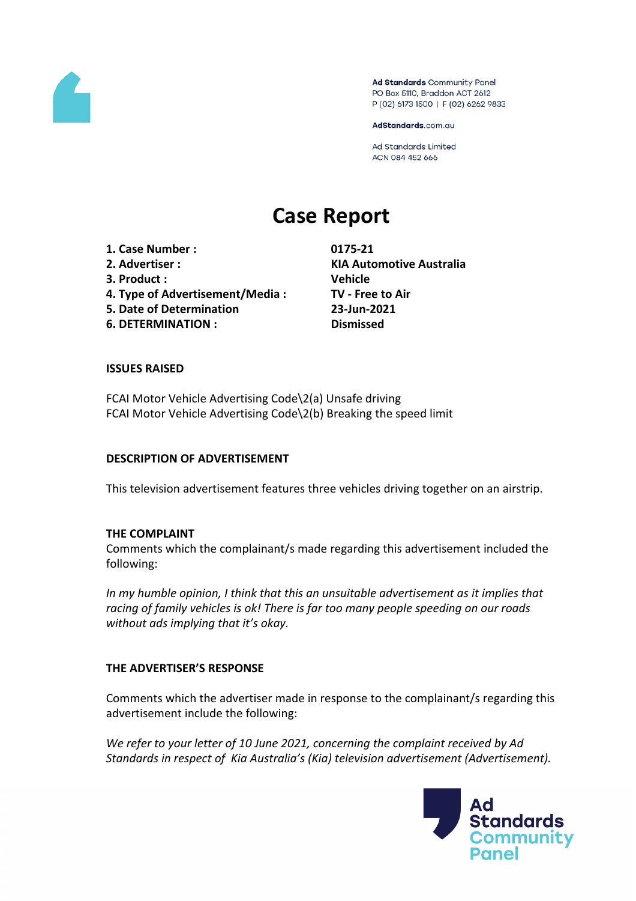Ad Standards Community Panel
PO Box 5110, Braddon ACT 2612
P (02) 6173 1500 | F (02) 6262 9833

AdStandards.com.au

Ad Standards Limited
ACN 084 452 666

# Case Report

| | |
|---|---|
| **1. Case Number :** | **0175-21** |
| **2. Advertiser :** | **KIA Automotive Australia** |
| **3. Product :** | **Vehicle** |
| **4. Type of Advertisement/Media :** | **TV - Free to Air** |
| **5. Date of Determination** | **23-Jun-2021** |
| **6. DETERMINATION :** | **Dismissed** |

**ISSUES RAISED**

FCAI Motor Vehicle Advertising Code\2(a) Unsafe driving
FCAI Motor Vehicle Advertising Code\2(b) Breaking the speed limit

**DESCRIPTION OF ADVERTISEMENT**

This television advertisement features three vehicles driving together on an airstrip.

**THE COMPLAINT**

Comments which the complainant/s made regarding this advertisement included the following:

*In my humble opinion, I think that this an unsuitable advertisement as it implies that racing of family vehicles is ok! There is far too many people speeding on our roads without ads implying that it's okay.*

**THE ADVERTISER'S RESPONSE**

Comments which the advertiser made in response to the complainant/s regarding this advertisement include the following:

*We refer to your letter of 10 June 2021, concerning the complaint received by Ad Standards in respect of Kia Australia's (Kia) television advertisement (Advertisement).*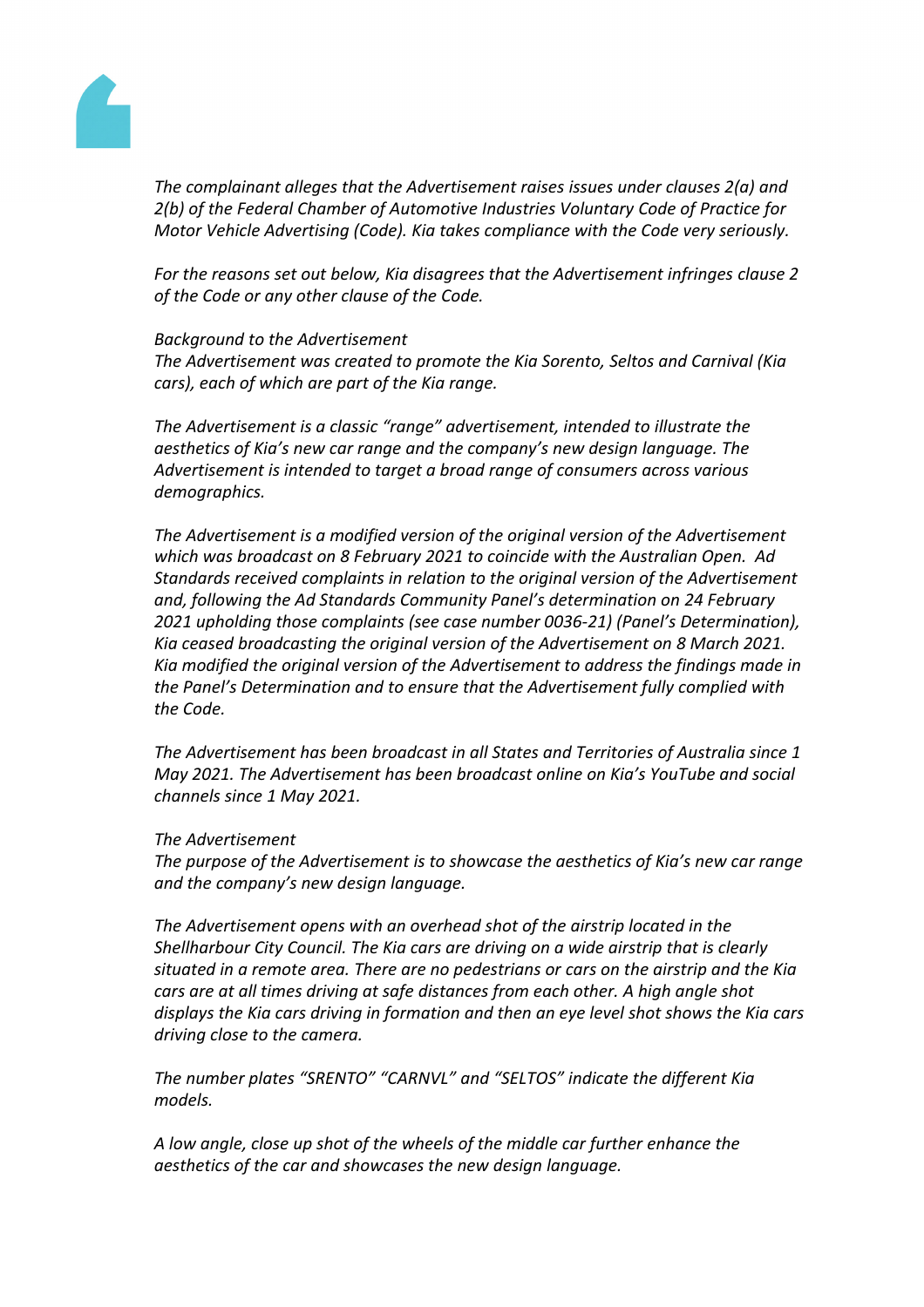*The complainant alleges that the Advertisement raises issues under clauses 2(a) and 2(b) of the Federal Chamber of Automotive Industries Voluntary Code of Practice for Motor Vehicle Advertising (Code). Kia takes compliance with the Code very seriously.*

*For the reasons set out below, Kia disagrees that the Advertisement infringes clause 2 of the Code or any other clause of the Code.*

*Background to the Advertisement*
*The Advertisement was created to promote the Kia Sorento, Seltos and Carnival (Kia cars), each of which are part of the Kia range.*

*The Advertisement is a classic "range" advertisement, intended to illustrate the aesthetics of Kia's new car range and the company's new design language. The Advertisement is intended to target a broad range of consumers across various demographics.*

*The Advertisement is a modified version of the original version of the Advertisement which was broadcast on 8 February 2021 to coincide with the Australian Open. Ad Standards received complaints in relation to the original version of the Advertisement and, following the Ad Standards Community Panel's determination on 24 February 2021 upholding those complaints (see case number 0036-21) (Panel's Determination), Kia ceased broadcasting the original version of the Advertisement on 8 March 2021. Kia modified the original version of the Advertisement to address the findings made in the Panel's Determination and to ensure that the Advertisement fully complied with the Code.*

*The Advertisement has been broadcast in all States and Territories of Australia since 1 May 2021. The Advertisement has been broadcast online on Kia's YouTube and social channels since 1 May 2021.*

*The Advertisement*
*The purpose of the Advertisement is to showcase the aesthetics of Kia's new car range and the company's new design language.*

*The Advertisement opens with an overhead shot of the airstrip located in the Shellharbour City Council. The Kia cars are driving on a wide airstrip that is clearly situated in a remote area. There are no pedestrians or cars on the airstrip and the Kia cars are at all times driving at safe distances from each other. A high angle shot displays the Kia cars driving in formation and then an eye level shot shows the Kia cars driving close to the camera.*

*The number plates "SRENTO" "CARNVL" and "SELTOS" indicate the different Kia models.*

*A low angle, close up shot of the wheels of the middle car further enhance the aesthetics of the car and showcases the new design language.*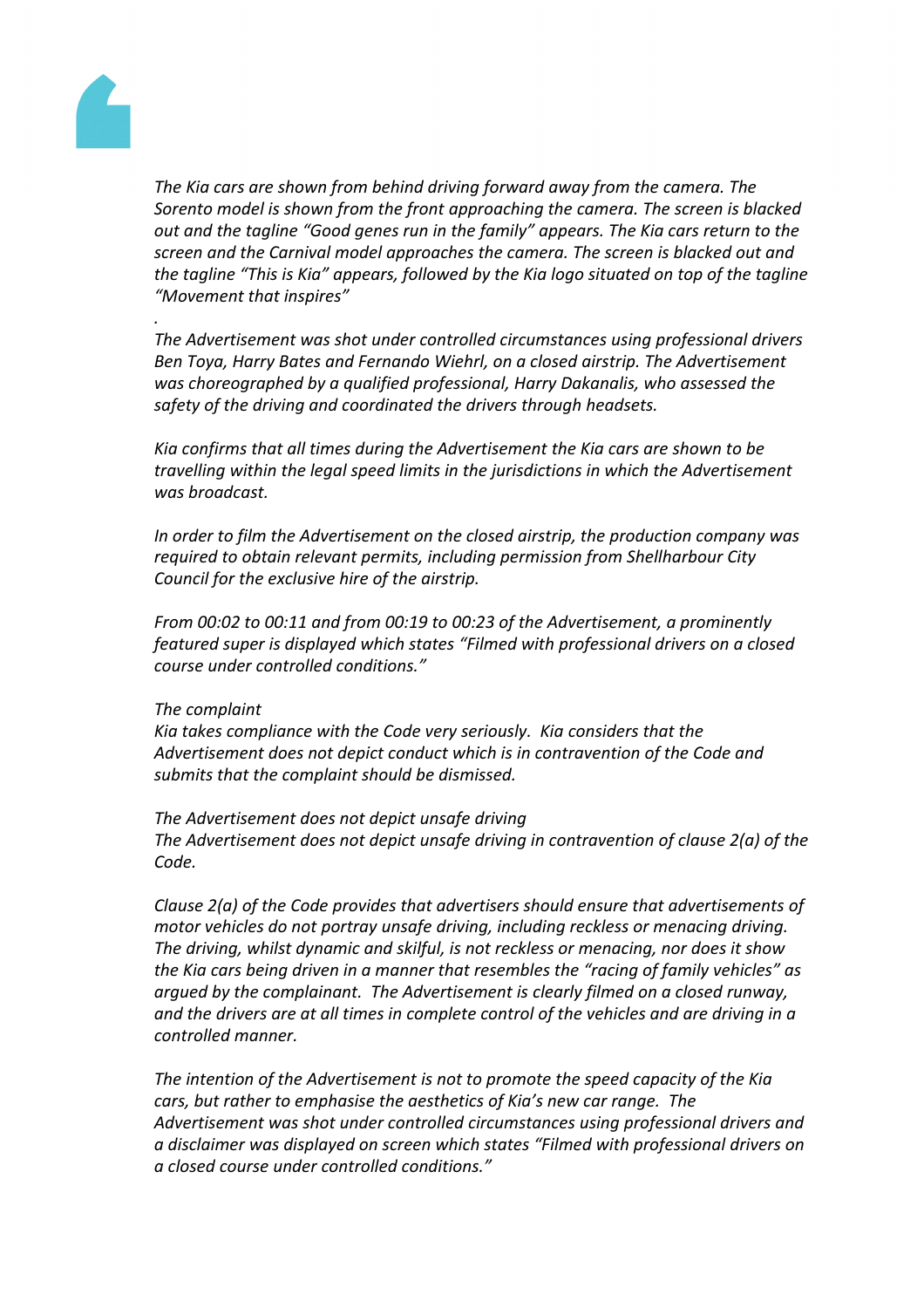*The Kia cars are shown from behind driving forward away from the camera. The Sorento model is shown from the front approaching the camera. The screen is blacked out and the tagline "Good genes run in the family" appears. The Kia cars return to the screen and the Carnival model approaches the camera. The screen is blacked out and the tagline "This is Kia" appears, followed by the Kia logo situated on top of the tagline "Movement that inspires"*

*.*

*The Advertisement was shot under controlled circumstances using professional drivers Ben Toya, Harry Bates and Fernando Wiehrl, on a closed airstrip. The Advertisement was choreographed by a qualified professional, Harry Dakanalis, who assessed the safety of the driving and coordinated the drivers through headsets.*

*Kia confirms that all times during the Advertisement the Kia cars are shown to be travelling within the legal speed limits in the jurisdictions in which the Advertisement was broadcast.*

*In order to film the Advertisement on the closed airstrip, the production company was required to obtain relevant permits, including permission from Shellharbour City Council for the exclusive hire of the airstrip.*

*From 00:02 to 00:11 and from 00:19 to 00:23 of the Advertisement, a prominently featured super is displayed which states "Filmed with professional drivers on a closed course under controlled conditions."*

*The complaint*
*Kia takes compliance with the Code very seriously. Kia considers that the Advertisement does not depict conduct which is in contravention of the Code and submits that the complaint should be dismissed.*

*The Advertisement does not depict unsafe driving*
*The Advertisement does not depict unsafe driving in contravention of clause 2(a) of the Code.*

*Clause 2(a) of the Code provides that advertisers should ensure that advertisements of motor vehicles do not portray unsafe driving, including reckless or menacing driving. The driving, whilst dynamic and skilful, is not reckless or menacing, nor does it show the Kia cars being driven in a manner that resembles the "racing of family vehicles" as argued by the complainant. The Advertisement is clearly filmed on a closed runway, and the drivers are at all times in complete control of the vehicles and are driving in a controlled manner.*

*The intention of the Advertisement is not to promote the speed capacity of the Kia cars, but rather to emphasise the aesthetics of Kia's new car range. The Advertisement was shot under controlled circumstances using professional drivers and a disclaimer was displayed on screen which states "Filmed with professional drivers on a closed course under controlled conditions."*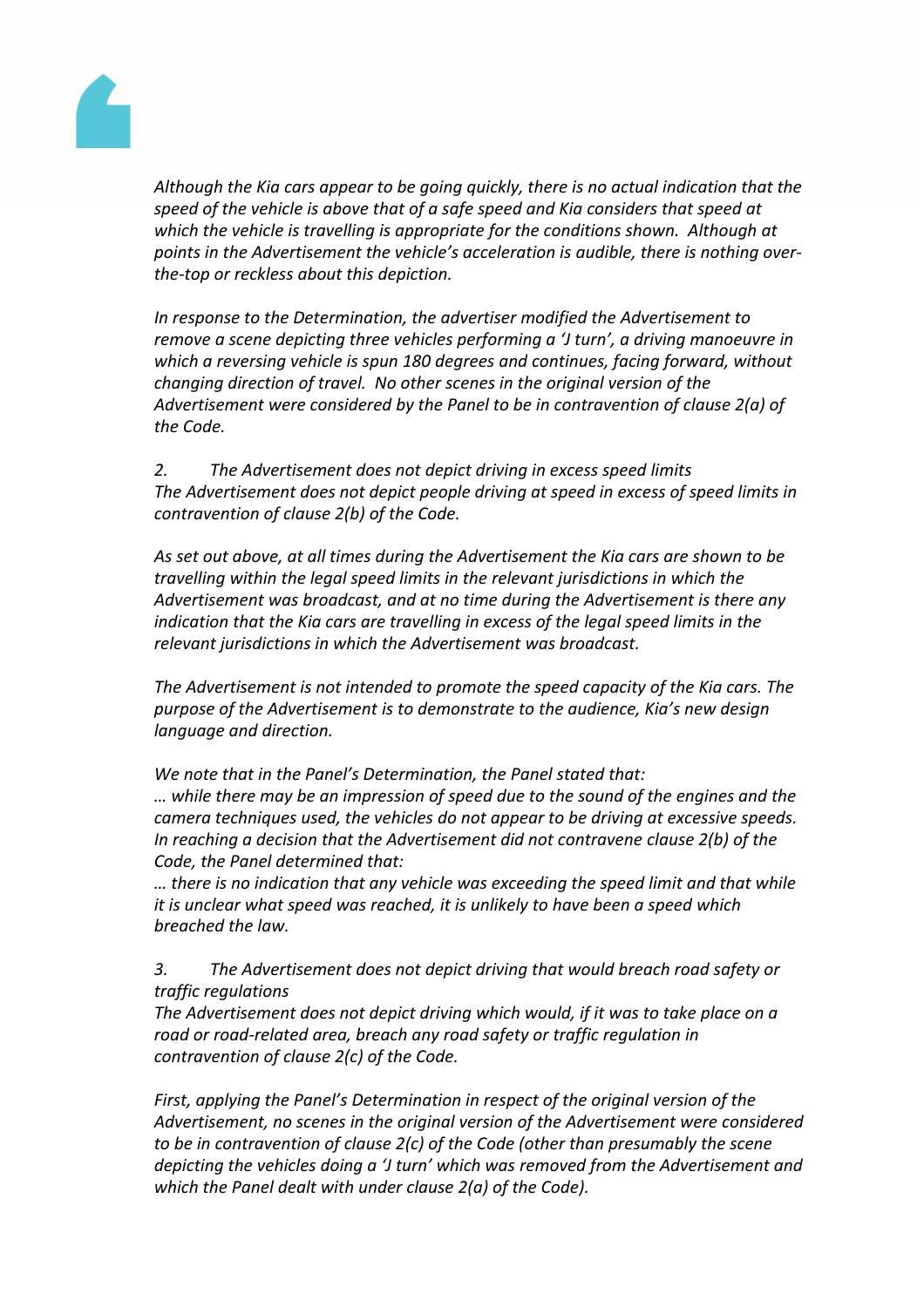*Although the Kia cars appear to be going quickly, there is no actual indication that the speed of the vehicle is above that of a safe speed and Kia considers that speed at which the vehicle is travelling is appropriate for the conditions shown. Although at points in the Advertisement the vehicle's acceleration is audible, there is nothing over-the-top or reckless about this depiction.*

*In response to the Determination, the advertiser modified the Advertisement to remove a scene depicting three vehicles performing a 'J turn', a driving manoeuvre in which a reversing vehicle is spun 180 degrees and continues, facing forward, without changing direction of travel. No other scenes in the original version of the Advertisement were considered by the Panel to be in contravention of clause 2(a) of the Code.*

*2. The Advertisement does not depict driving in excess speed limits*
*The Advertisement does not depict people driving at speed in excess of speed limits in contravention of clause 2(b) of the Code.*

*As set out above, at all times during the Advertisement the Kia cars are shown to be travelling within the legal speed limits in the relevant jurisdictions in which the Advertisement was broadcast, and at no time during the Advertisement is there any indication that the Kia cars are travelling in excess of the legal speed limits in the relevant jurisdictions in which the Advertisement was broadcast.*

*The Advertisement is not intended to promote the speed capacity of the Kia cars. The purpose of the Advertisement is to demonstrate to the audience, Kia's new design language and direction.*

*We note that in the Panel's Determination, the Panel stated that:*
*… while there may be an impression of speed due to the sound of the engines and the camera techniques used, the vehicles do not appear to be driving at excessive speeds. In reaching a decision that the Advertisement did not contravene clause 2(b) of the Code, the Panel determined that:*
*… there is no indication that any vehicle was exceeding the speed limit and that while it is unclear what speed was reached, it is unlikely to have been a speed which breached the law.*

*3. The Advertisement does not depict driving that would breach road safety or traffic regulations*
*The Advertisement does not depict driving which would, if it was to take place on a road or road-related area, breach any road safety or traffic regulation in contravention of clause 2(c) of the Code.*

*First, applying the Panel's Determination in respect of the original version of the Advertisement, no scenes in the original version of the Advertisement were considered to be in contravention of clause 2(c) of the Code (other than presumably the scene depicting the vehicles doing a 'J turn' which was removed from the Advertisement and which the Panel dealt with under clause 2(a) of the Code).*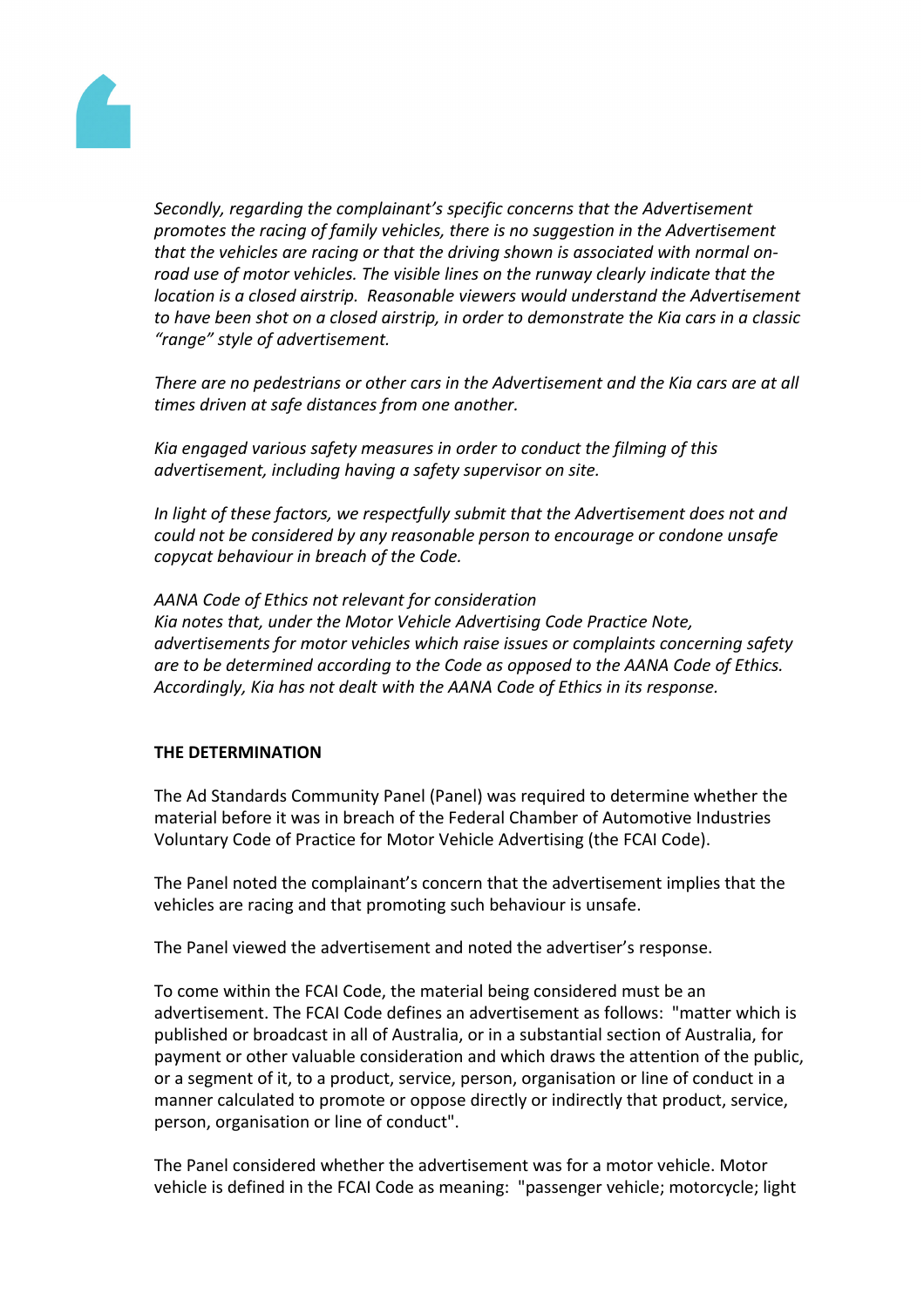*Secondly, regarding the complainant's specific concerns that the Advertisement promotes the racing of family vehicles, there is no suggestion in the Advertisement that the vehicles are racing or that the driving shown is associated with normal on-road use of motor vehicles. The visible lines on the runway clearly indicate that the location is a closed airstrip. Reasonable viewers would understand the Advertisement to have been shot on a closed airstrip, in order to demonstrate the Kia cars in a classic "range" style of advertisement.*

*There are no pedestrians or other cars in the Advertisement and the Kia cars are at all times driven at safe distances from one another.*

*Kia engaged various safety measures in order to conduct the filming of this advertisement, including having a safety supervisor on site.*

*In light of these factors, we respectfully submit that the Advertisement does not and could not be considered by any reasonable person to encourage or condone unsafe copycat behaviour in breach of the Code.*

*AANA Code of Ethics not relevant for consideration*
*Kia notes that, under the Motor Vehicle Advertising Code Practice Note, advertisements for motor vehicles which raise issues or complaints concerning safety are to be determined according to the Code as opposed to the AANA Code of Ethics. Accordingly, Kia has not dealt with the AANA Code of Ethics in its response.*

**THE DETERMINATION**

The Ad Standards Community Panel (Panel) was required to determine whether the material before it was in breach of the Federal Chamber of Automotive Industries Voluntary Code of Practice for Motor Vehicle Advertising (the FCAI Code).

The Panel noted the complainant's concern that the advertisement implies that the vehicles are racing and that promoting such behaviour is unsafe.

The Panel viewed the advertisement and noted the advertiser's response.

To come within the FCAI Code, the material being considered must be an advertisement. The FCAI Code defines an advertisement as follows: "matter which is published or broadcast in all of Australia, or in a substantial section of Australia, for payment or other valuable consideration and which draws the attention of the public, or a segment of it, to a product, service, person, organisation or line of conduct in a manner calculated to promote or oppose directly or indirectly that product, service, person, organisation or line of conduct".

The Panel considered whether the advertisement was for a motor vehicle. Motor vehicle is defined in the FCAI Code as meaning: "passenger vehicle; motorcycle; light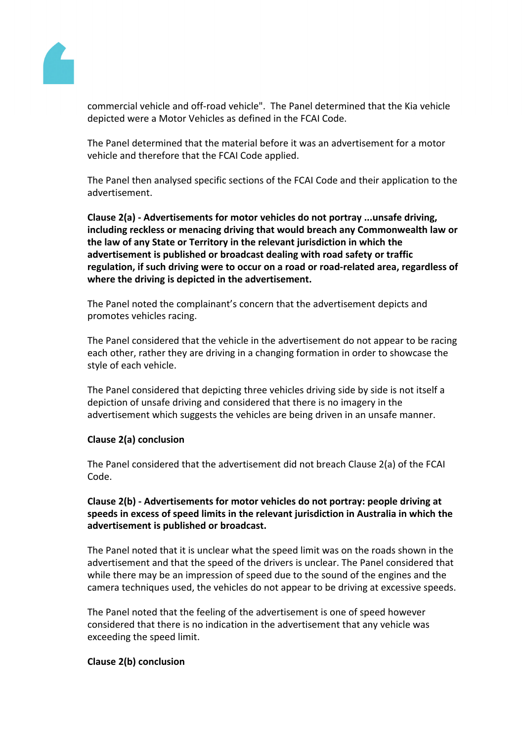commercial vehicle and off-road vehicle".  The Panel determined that the Kia vehicle depicted were a Motor Vehicles as defined in the FCAI Code.

The Panel determined that the material before it was an advertisement for a motor vehicle and therefore that the FCAI Code applied.

The Panel then analysed specific sections of the FCAI Code and their application to the advertisement.

**Clause 2(a) - Advertisements for motor vehicles do not portray ...unsafe driving, including reckless or menacing driving that would breach any Commonwealth law or the law of any State or Territory in the relevant jurisdiction in which the advertisement is published or broadcast dealing with road safety or traffic regulation, if such driving were to occur on a road or road-related area, regardless of where the driving is depicted in the advertisement.**

The Panel noted the complainant's concern that the advertisement depicts and promotes vehicles racing.

The Panel considered that the vehicle in the advertisement do not appear to be racing each other, rather they are driving in a changing formation in order to showcase the style of each vehicle.

The Panel considered that depicting three vehicles driving side by side is not itself a depiction of unsafe driving and considered that there is no imagery in the advertisement which suggests the vehicles are being driven in an unsafe manner.

**Clause 2(a) conclusion**

The Panel considered that the advertisement did not breach Clause 2(a) of the FCAI Code.

**Clause 2(b) - Advertisements for motor vehicles do not portray: people driving at speeds in excess of speed limits in the relevant jurisdiction in Australia in which the advertisement is published or broadcast.**

The Panel noted that it is unclear what the speed limit was on the roads shown in the advertisement and that the speed of the drivers is unclear. The Panel considered that while there may be an impression of speed due to the sound of the engines and the camera techniques used, the vehicles do not appear to be driving at excessive speeds.

The Panel noted that the feeling of the advertisement is one of speed however considered that there is no indication in the advertisement that any vehicle was exceeding the speed limit.

**Clause 2(b) conclusion**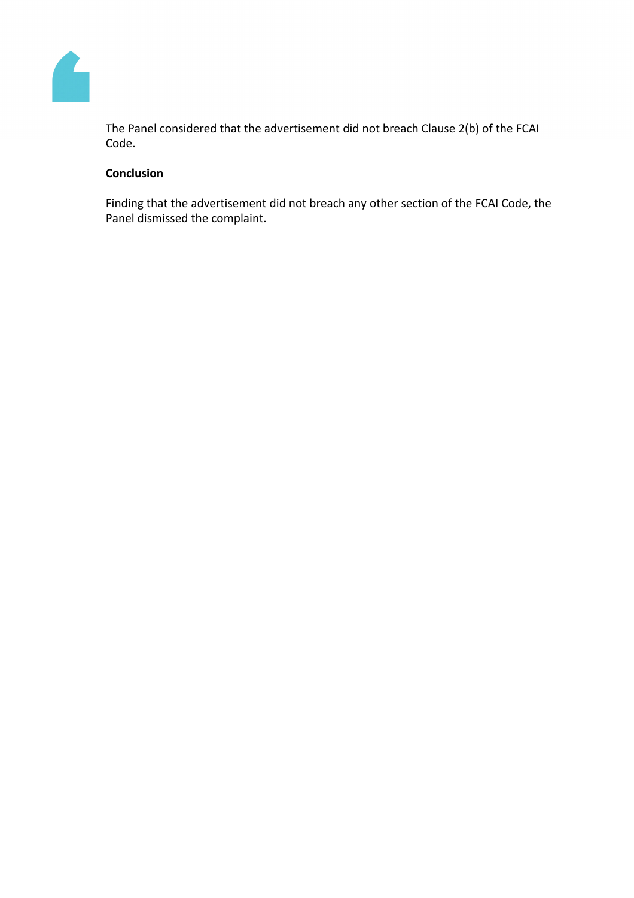The Panel considered that the advertisement did not breach Clause 2(b) of the FCAI Code.

**Conclusion**

Finding that the advertisement did not breach any other section of the FCAI Code, the Panel dismissed the complaint.